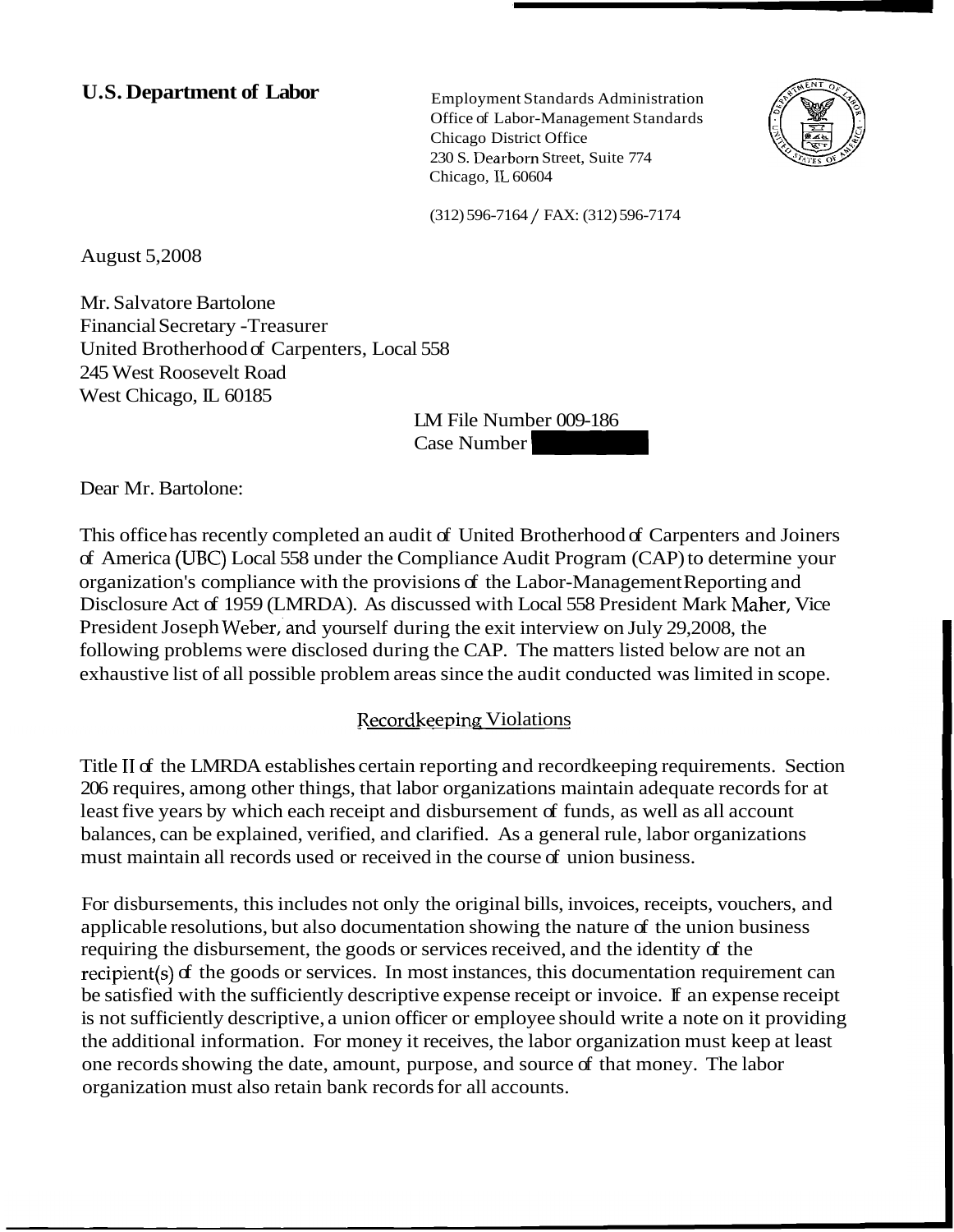**U.S. Department of Labor**

Employment Standards Administration
Office of Labor-Management Standards
Chicago District Office
230 S. Dearborn Street, Suite 774
Chicago, IL 60604

(312) 596-7164 / FAX: (312) 596-7174

August 5,2008

Mr. Salvatore Bartolone
Financial Secretary -Treasurer
United Brotherhood of Carpenters, Local 558
245 West Roosevelt Road
West Chicago, IL 60185

LM File Number 009-186
Case Number

Dear Mr. Bartolone:

This office has recently completed an audit of United Brotherhood of Carpenters and Joiners of America (UBC) Local 558 under the Compliance Audit Program (CAP) to determine your organization's compliance with the provisions of the Labor-Management Reporting and Disclosure Act of 1959 (LMRDA). As discussed with Local 558 President Mark Maher, Vice President Joseph Weber, and yourself during the exit interview on July 29,2008, the following problems were disclosed during the CAP. The matters listed below are not an exhaustive list of all possible problem areas since the audit conducted was limited in scope.

## Recordkeeping Violations

Title II of the LMRDA establishes certain reporting and recordkeeping requirements. Section 206 requires, among other things, that labor organizations maintain adequate records for at least five years by which each receipt and disbursement of funds, as well as all account balances, can be explained, verified, and clarified. As a general rule, labor organizations must maintain all records used or received in the course of union business.

For disbursements, this includes not only the original bills, invoices, receipts, vouchers, and applicable resolutions, but also documentation showing the nature of the union business requiring the disbursement, the goods or services received, and the identity of the recipient(s) of the goods or services. In most instances, this documentation requirement can be satisfied with the sufficiently descriptive expense receipt or invoice. If an expense receipt is not sufficiently descriptive, a union officer or employee should write a note on it providing the additional information. For money it receives, the labor organization must keep at least one records showing the date, amount, purpose, and source of that money. The labor organization must also retain bank records for all accounts.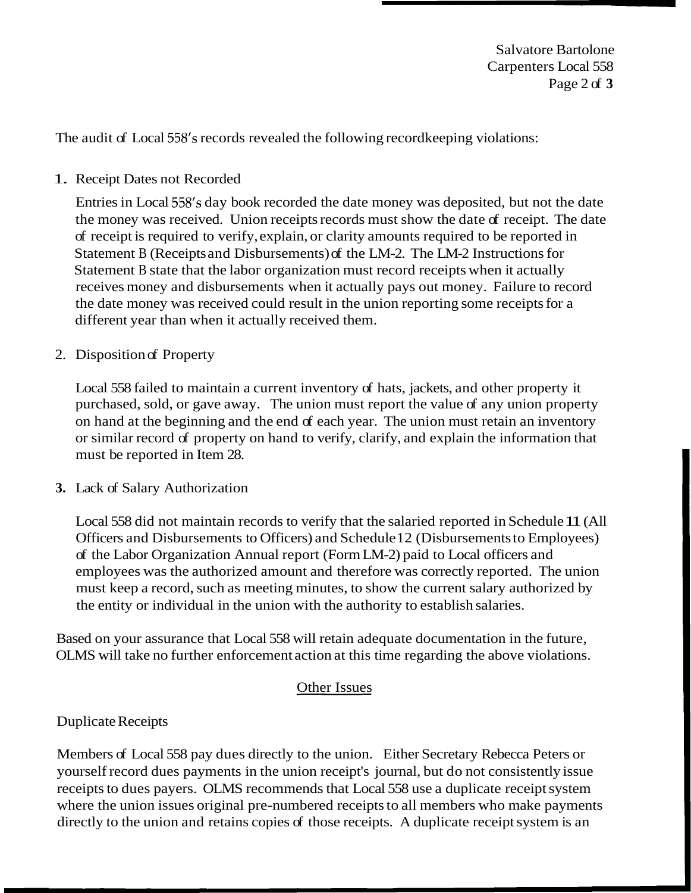The audit of Local 558's records revealed the following recordkeeping violations:

1. Receipt Dates not Recorded

   Entries in Local 558's day book recorded the date money was deposited, but not the date the money was received. Union receipts records must show the date of receipt. The date of receipt is required to verify, explain, or clarity amounts required to be reported in Statement B (Receipts and Disbursements) of the LM-2. The LM-2 Instructions for Statement B state that the labor organization must record receipts when it actually receives money and disbursements when it actually pays out money. Failure to record the date money was received could result in the union reporting some receipts for a different year than when it actually received them.

2. Disposition of Property

   Local 558 failed to maintain a current inventory of hats, jackets, and other property it purchased, sold, or gave away. The union must report the value of any union property on hand at the beginning and the end of each year. The union must retain an inventory or similar record of property on hand to verify, clarify, and explain the information that must be reported in Item 28.

3. Lack of Salary Authorization

   Local 558 did not maintain records to verify that the salaried reported in Schedule 11 (All Officers and Disbursements to Officers) and Schedule 12 (Disbursements to Employees) of the Labor Organization Annual report (Form LM-2) paid to Local officers and employees was the authorized amount and therefore was correctly reported. The union must keep a record, such as meeting minutes, to show the current salary authorized by the entity or individual in the union with the authority to establish salaries.

Based on your assurance that Local 558 will retain adequate documentation in the future, OLMS will take no further enforcement action at this time regarding the above violations.

## Other Issues

Duplicate Receipts

Members of Local 558 pay dues directly to the union. Either Secretary Rebecca Peters or yourself record dues payments in the union receipt's journal, but do not consistently issue receipts to dues payers. OLMS recommends that Local 558 use a duplicate receipt system where the union issues original pre-numbered receipts to all members who make payments directly to the union and retains copies of those receipts. A duplicate receipt system is an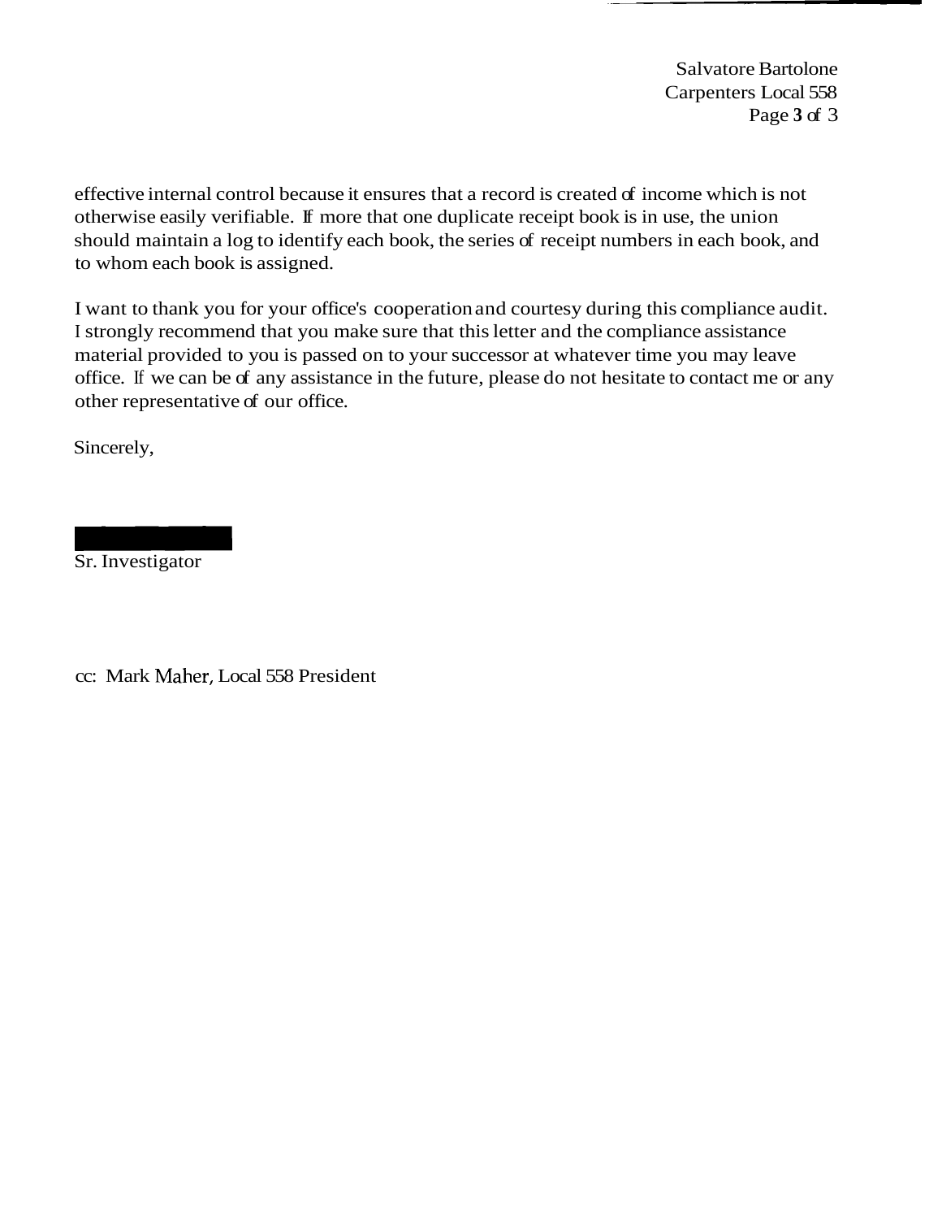effective internal control because it ensures that a record is created of income which is not otherwise easily verifiable. If more that one duplicate receipt book is in use, the union should maintain a log to identify each book, the series of receipt numbers in each book, and to whom each book is assigned.

I want to thank you for your office's cooperation and courtesy during this compliance audit. I strongly recommend that you make sure that this letter and the compliance assistance material provided to you is passed on to your successor at whatever time you may leave office. If we can be of any assistance in the future, please do not hesitate to contact me or any other representative of our office.

Sincerely,

Sr. Investigator

cc: Mark Maher, Local 558 President